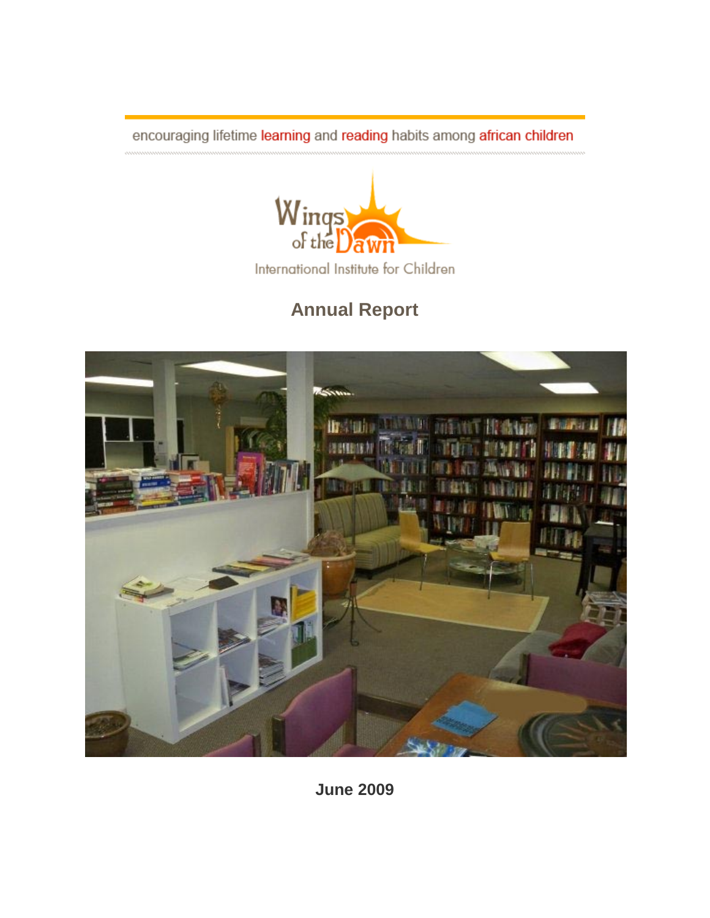encouraging lifetime learning and reading habits among african children

Wings of the Dawn

International Institute for Children

# Annual Report

**June 2009**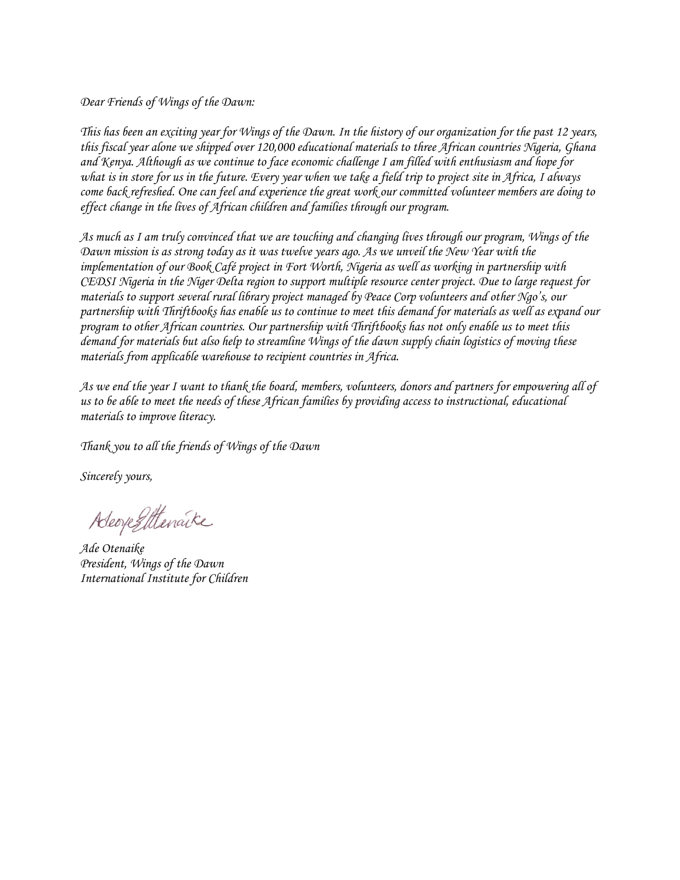*Dear Friends of Wings of the Dawn:*

*This has been an exciting year for Wings of the Dawn. In the history of our organization for the past 12 years, this fiscal year alone we shipped over 120,000 educational materials to three African countries Nigeria, Ghana and Kenya. Although as we continue to face economic challenge I am filled with enthusiasm and hope for what is in store for us in the future. Every year when we take a field trip to project site in Africa, I always come back refreshed. One can feel and experience the great work our committed volunteer members are doing to effect change in the lives of African children and families through our program.*

*As much as I am truly convinced that we are touching and changing lives through our program, Wings of the Dawn mission is as strong today as it was twelve years ago. As we unveil the New Year with the implementation of our Book Café project in Fort Worth, Nigeria as well as working in partnership with CEDSI Nigeria in the Niger Delta region to support multiple resource center project. Due to large request for materials to support several rural library project managed by Peace Corp volunteers and other Ngo's, our partnership with Thriftbooks has enable us to continue to meet this demand for materials as well as expand our program to other African countries. Our partnership with Thriftbooks has not only enable us to meet this demand for materials but also help to streamline Wings of the dawn supply chain logistics of moving these materials from applicable warehouse to recipient countries in Africa.*

*As we end the year I want to thank the board, members, volunteers, donors and partners for empowering all of us to be able to meet the needs of these African families by providing access to instructional, educational materials to improve literacy.*

*Thank you to all the friends of Wings of the Dawn*

*Sincerely yours,*

*Ade Otenaike*
*President, Wings of the Dawn*
*International Institute for Children*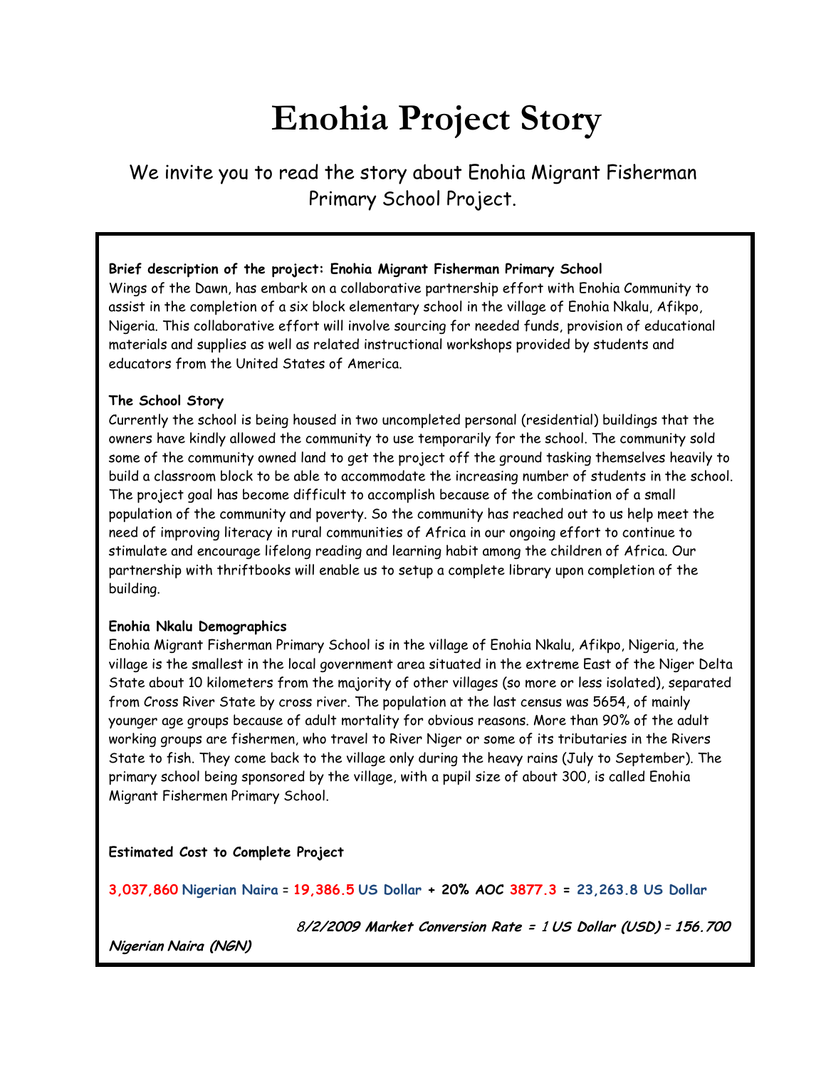# Enohia Project Story

We invite you to read the story about Enohia Migrant Fisherman Primary School Project.

**Brief description of the project: Enohia Migrant Fisherman Primary School**
Wings of the Dawn, has embark on a collaborative partnership effort with Enohia Community to assist in the completion of a six block elementary school in the village of Enohia Nkalu, Afikpo, Nigeria. This collaborative effort will involve sourcing for needed funds, provision of educational materials and supplies as well as related instructional workshops provided by students and educators from the United States of America.

**The School Story**
Currently the school is being housed in two uncompleted personal (residential) buildings that the owners have kindly allowed the community to use temporarily for the school. The community sold some of the community owned land to get the project off the ground tasking themselves heavily to build a classroom block to be able to accommodate the increasing number of students in the school. The project goal has become difficult to accomplish because of the combination of a small population of the community and poverty. So the community has reached out to us help meet the need of improving literacy in rural communities of Africa in our ongoing effort to continue to stimulate and encourage lifelong reading and learning habit among the children of Africa. Our partnership with thriftbooks will enable us to setup a complete library upon completion of the building.

**Enohia Nkalu Demographics**
Enohia Migrant Fisherman Primary School is in the village of Enohia Nkalu, Afikpo, Nigeria, the village is the smallest in the local government area situated in the extreme East of the Niger Delta State about 10 kilometers from the majority of other villages (so more or less isolated), separated from Cross River State by cross river. The population at the last census was 5654, of mainly younger age groups because of adult mortality for obvious reasons. More than 90% of the adult working groups are fishermen, who travel to River Niger or some of its tributaries in the Rivers State to fish. They come back to the village only during the heavy rains (July to September). The primary school being sponsored by the village, with a pupil size of about 300, is called Enohia Migrant Fishermen Primary School.

**Estimated Cost to Complete Project**

**3,037,860 Nigerian Naira = 19,386.5 US Dollar + 20% AOC 3877.3 = 23,263.8 US Dollar**

***8/2/2009 Market Conversion Rate = 1 US Dollar (USD) = 156.700 Nigerian Naira (NGN)***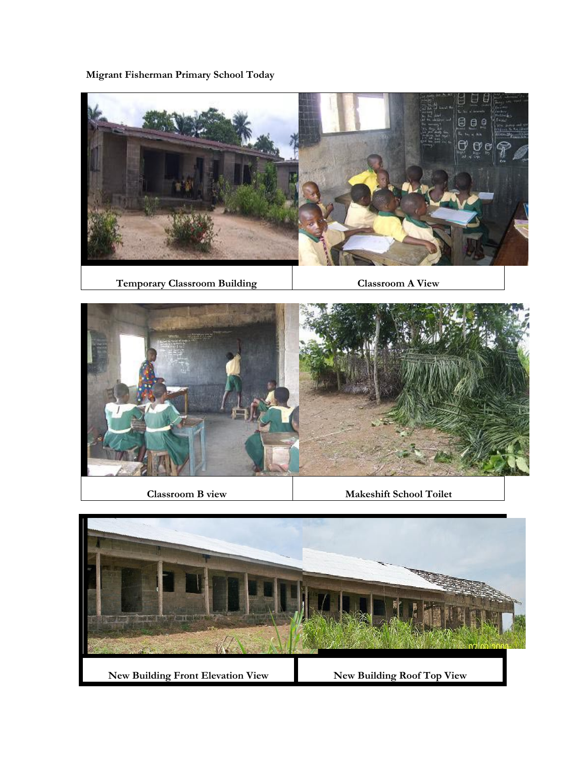**Migrant Fisherman Primary School Today**

| Temporary Classroom Building | Classroom A View |
| --- | --- |

| Classroom B view | Makeshift School Toilet |
| --- | --- |

| New Building Front Elevation View | New Building Roof Top View |
| --- | --- |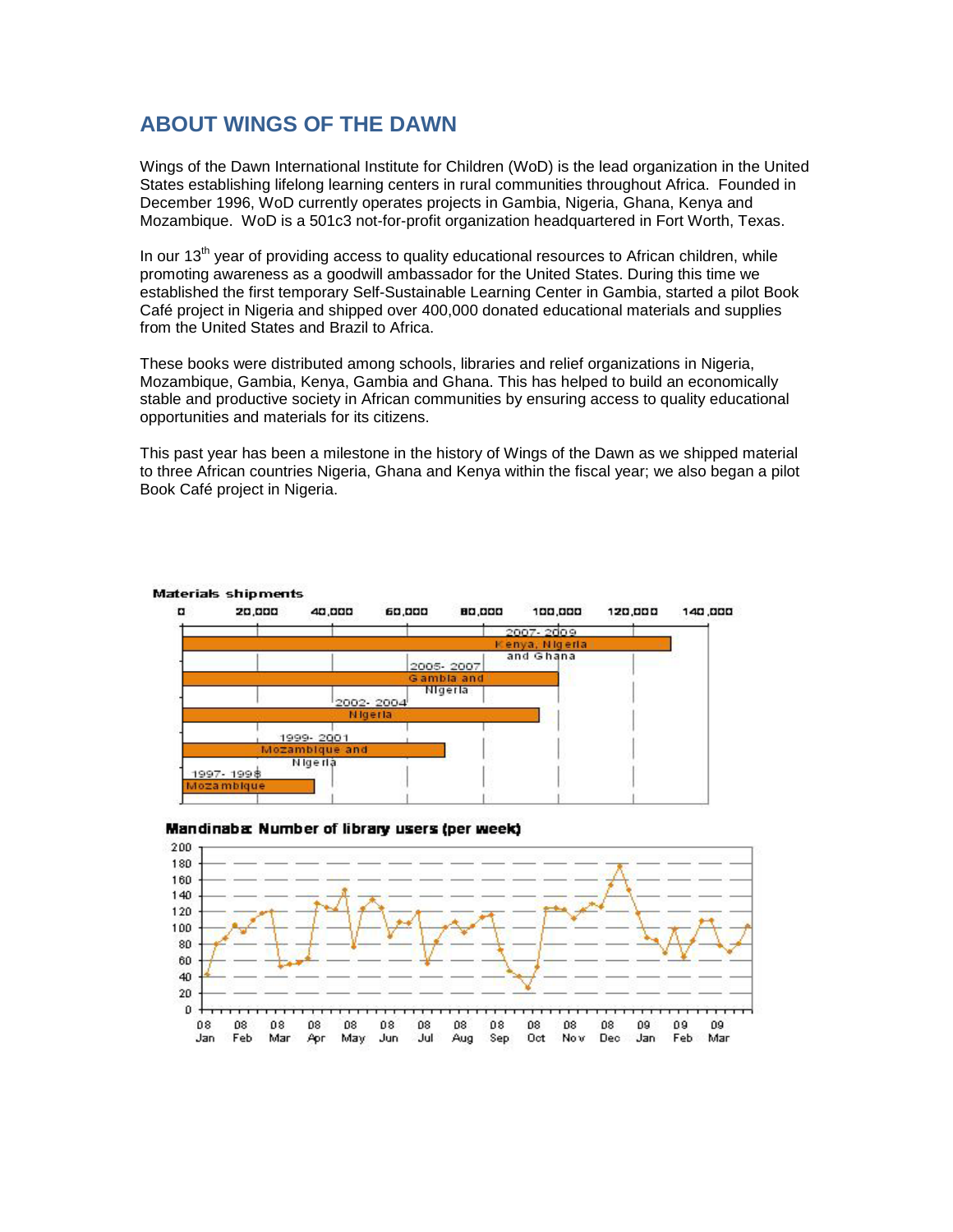## ABOUT WINGS OF THE DAWN

Wings of the Dawn International Institute for Children (WoD) is the lead organization in the United States establishing lifelong learning centers in rural communities throughout Africa. Founded in December 1996, WoD currently operates projects in Gambia, Nigeria, Ghana, Kenya and Mozambique. WoD is a 501c3 not-for-profit organization headquartered in Fort Worth, Texas.

In our 13th year of providing access to quality educational resources to African children, while promoting awareness as a goodwill ambassador for the United States. During this time we established the first temporary Self-Sustainable Learning Center in Gambia, started a pilot Book Café project in Nigeria and shipped over 400,000 donated educational materials and supplies from the United States and Brazil to Africa.

These books were distributed among schools, libraries and relief organizations in Nigeria, Mozambique, Gambia, Kenya, Gambia and Ghana. This has helped to build an economically stable and productive society in African communities by ensuring access to quality educational opportunities and materials for its citizens.

This past year has been a milestone in the history of Wings of the Dawn as we shipped material to three African countries Nigeria, Ghana and Kenya within the fiscal year; we also began a pilot Book Café project in Nigeria.

**Materials shipments**

| Period | Countries |
|---|---|
| 2007- 2009 | Kenya, Nigeria and Ghana |
| 2005- 2007 | Gambia and Nigeria |
| 2002- 2004 | Nigeria |
| 1999- 2001 | Mozambique and Nigeria |
| 1997- 1998 | Mozambique |

**Mandinaba: Number of library users (per week)**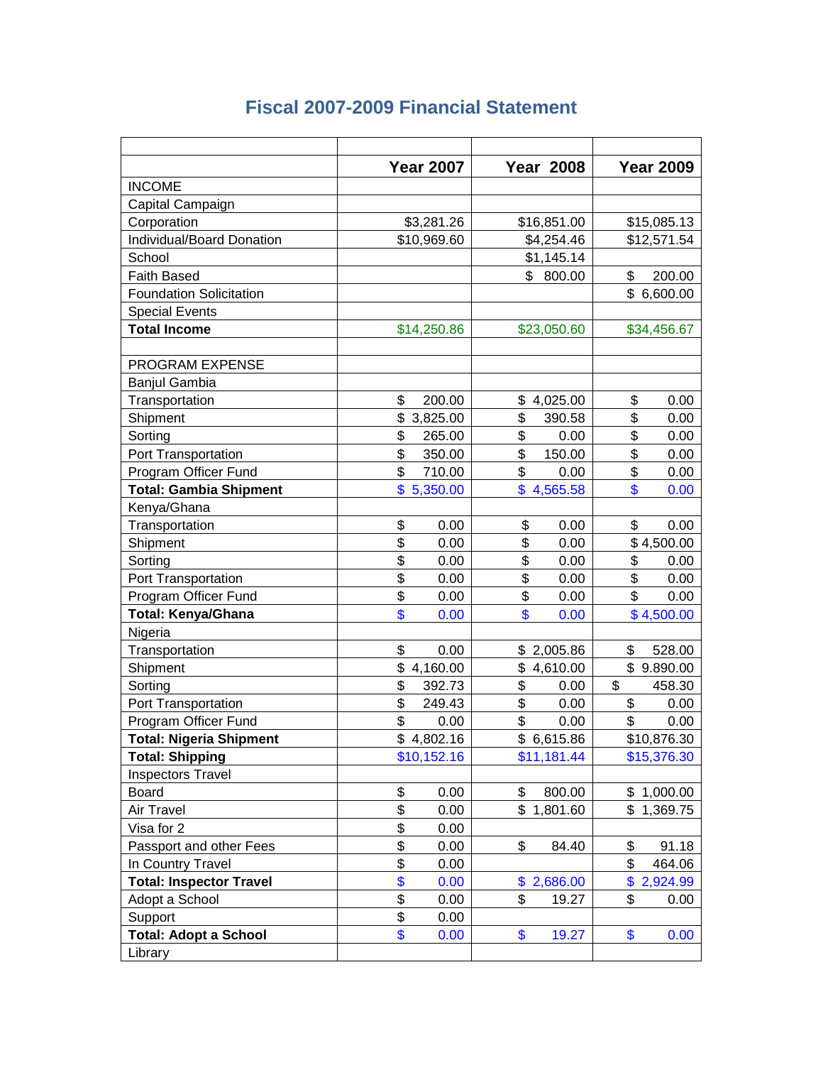# Fiscal 2007-2009 Financial Statement

| | Year 2007 | Year 2008 | Year 2009 |
|---|---|---|---|
| INCOME | | | |
| Capital Campaign | | | |
| Corporation | $3,281.26 | $16,851.00 | $15,085.13 |
| Individual/Board Donation | $10,969.60 | $4,254.46 | $12,571.54 |
| School | | $1,145.14 | |
| Faith Based | | $ 800.00 | $ 200.00 |
| Foundation Solicitation | | | $ 6,600.00 |
| Special Events | | | |
| **Total Income** | $14,250.86 | $23,050.60 | $34,456.67 |
| | | | |
| PROGRAM EXPENSE | | | |
| Banjul Gambia | | | |
| Transportation | $ 200.00 | $ 4,025.00 | $ 0.00 |
| Shipment | $ 3,825.00 | $ 390.58 | $ 0.00 |
| Sorting | $ 265.00 | $ 0.00 | $ 0.00 |
| Port Transportation | $ 350.00 | $ 150.00 | $ 0.00 |
| Program Officer Fund | $ 710.00 | $ 0.00 | $ 0.00 |
| **Total: Gambia Shipment** | $ 5,350.00 | $ 4,565.58 | $ 0.00 |
| Kenya/Ghana | | | |
| Transportation | $ 0.00 | $ 0.00 | $ 0.00 |
| Shipment | $ 0.00 | $ 0.00 | $ 4,500.00 |
| Sorting | $ 0.00 | $ 0.00 | $ 0.00 |
| Port Transportation | $ 0.00 | $ 0.00 | $ 0.00 |
| Program Officer Fund | $ 0.00 | $ 0.00 | $ 0.00 |
| **Total: Kenya/Ghana** | $ 0.00 | $ 0.00 | $ 4,500.00 |
| Nigeria | | | |
| Transportation | $ 0.00 | $ 2,005.86 | $ 528.00 |
| Shipment | $ 4,160.00 | $ 4,610.00 | $ 9.890.00 |
| Sorting | $ 392.73 | $ 0.00 | $ 458.30 |
| Port Transportation | $ 249.43 | $ 0.00 | $ 0.00 |
| Program Officer Fund | $ 0.00 | $ 0.00 | $ 0.00 |
| **Total: Nigeria Shipment** | $ 4,802.16 | $ 6,615.86 | $10,876.30 |
| **Total: Shipping** | $10,152.16 | $11,181.44 | $15,376.30 |
| Inspectors Travel | | | |
| Board | $ 0.00 | $ 800.00 | $ 1,000.00 |
| Air Travel | $ 0.00 | $ 1,801.60 | $ 1,369.75 |
| Visa for 2 | $ 0.00 | | |
| Passport and other Fees | $ 0.00 | $ 84.40 | $ 91.18 |
| In Country Travel | $ 0.00 | | $ 464.06 |
| **Total: Inspector Travel** | $ 0.00 | $ 2,686.00 | $ 2,924.99 |
| Adopt a School | $ 0.00 | $ 19.27 | $ 0.00 |
| Support | $ 0.00 | | |
| **Total: Adopt a School** | $ 0.00 | $ 19.27 | $ 0.00 |
| Library | | | |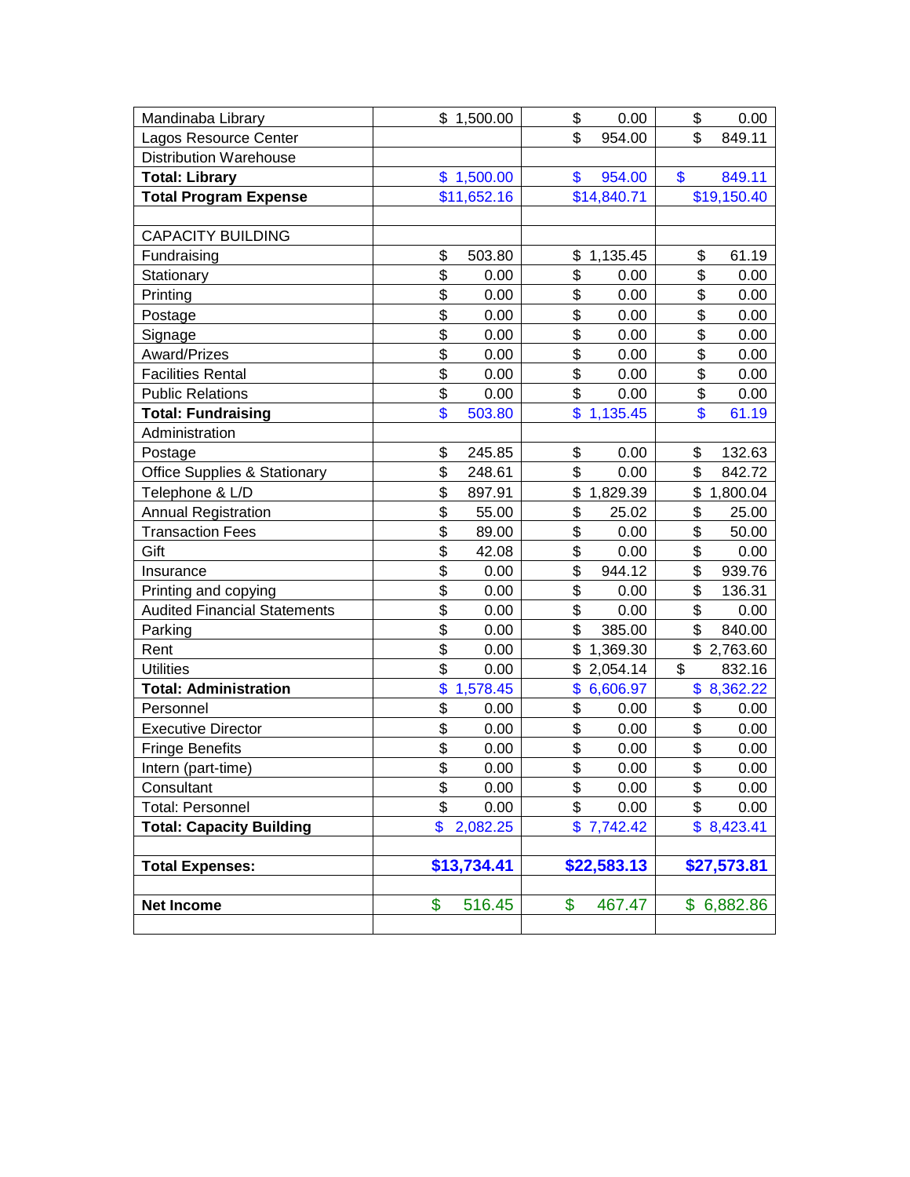| Mandinaba Library | $ 1,500.00 | $ 0.00 | $ 0.00 |
|---|---|---|---|
| Lagos Resource Center | | $ 954.00 | $ 849.11 |
| Distribution Warehouse | | | |
| **Total: Library** | $ 1,500.00 | $ 954.00 | $ 849.11 |
| **Total Program Expense** | $11,652.16 | $14,840.71 | $19,150.40 |
| | | | |
| CAPACITY BUILDING | | | |
| Fundraising | $ 503.80 | $ 1,135.45 | $ 61.19 |
| Stationary | $ 0.00 | $ 0.00 | $ 0.00 |
| Printing | $ 0.00 | $ 0.00 | $ 0.00 |
| Postage | $ 0.00 | $ 0.00 | $ 0.00 |
| Signage | $ 0.00 | $ 0.00 | $ 0.00 |
| Award/Prizes | $ 0.00 | $ 0.00 | $ 0.00 |
| Facilities Rental | $ 0.00 | $ 0.00 | $ 0.00 |
| Public Relations | $ 0.00 | $ 0.00 | $ 0.00 |
| **Total: Fundraising** | $ 503.80 | $ 1,135.45 | $ 61.19 |
| Administration | | | |
| Postage | $ 245.85 | $ 0.00 | $ 132.63 |
| Office Supplies & Stationary | $ 248.61 | $ 0.00 | $ 842.72 |
| Telephone & L/D | $ 897.91 | $ 1,829.39 | $ 1,800.04 |
| Annual Registration | $ 55.00 | $ 25.02 | $ 25.00 |
| Transaction Fees | $ 89.00 | $ 0.00 | $ 50.00 |
| Gift | $ 42.08 | $ 0.00 | $ 0.00 |
| Insurance | $ 0.00 | $ 944.12 | $ 939.76 |
| Printing and copying | $ 0.00 | $ 0.00 | $ 136.31 |
| Audited Financial Statements | $ 0.00 | $ 0.00 | $ 0.00 |
| Parking | $ 0.00 | $ 385.00 | $ 840.00 |
| Rent | $ 0.00 | $ 1,369.30 | $ 2,763.60 |
| Utilities | $ 0.00 | $ 2,054.14 | $ 832.16 |
| **Total: Administration** | $ 1,578.45 | $ 6,606.97 | $ 8,362.22 |
| Personnel | $ 0.00 | $ 0.00 | $ 0.00 |
| Executive Director | $ 0.00 | $ 0.00 | $ 0.00 |
| Fringe Benefits | $ 0.00 | $ 0.00 | $ 0.00 |
| Intern (part-time) | $ 0.00 | $ 0.00 | $ 0.00 |
| Consultant | $ 0.00 | $ 0.00 | $ 0.00 |
| Total: Personnel | $ 0.00 | $ 0.00 | $ 0.00 |
| **Total: Capacity Building** | $ 2,082.25 | $ 7,742.42 | $ 8,423.41 |
| | | | |
| **Total Expenses:** | **$13,734.41** | **$22,583.13** | **$27,573.81** |
| | | | |
| **Net Income** | $ 516.45 | $ 467.47 | $ 6,882.86 |
| | | | |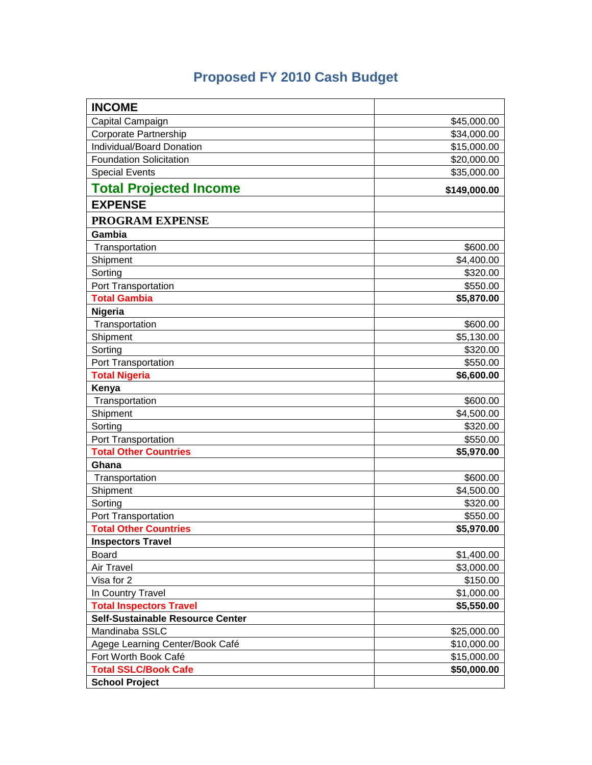# Proposed FY 2010 Cash Budget

| **INCOME** | |
|---|---:|
| Capital Campaign | $45,000.00 |
| Corporate Partnership | $34,000.00 |
| Individual/Board Donation | $15,000.00 |
| Foundation Solicitation | $20,000.00 |
| Special Events | $35,000.00 |
| **Total Projected Income** | **$149,000.00** |
| **EXPENSE** | |
| **PROGRAM EXPENSE** | |
| **Gambia** | |
| Transportation | $600.00 |
| Shipment | $4,400.00 |
| Sorting | $320.00 |
| Port Transportation | $550.00 |
| **Total Gambia** | **$5,870.00** |
| **Nigeria** | |
| Transportation | $600.00 |
| Shipment | $5,130.00 |
| Sorting | $320.00 |
| Port Transportation | $550.00 |
| **Total Nigeria** | **$6,600.00** |
| **Kenya** | |
| Transportation | $600.00 |
| Shipment | $4,500.00 |
| Sorting | $320.00 |
| Port Transportation | $550.00 |
| **Total Other Countries** | **$5,970.00** |
| **Ghana** | |
| Transportation | $600.00 |
| Shipment | $4,500.00 |
| Sorting | $320.00 |
| Port Transportation | $550.00 |
| **Total Other Countries** | **$5,970.00** |
| **Inspectors Travel** | |
| Board | $1,400.00 |
| Air Travel | $3,000.00 |
| Visa for 2 | $150.00 |
| In Country Travel | $1,000.00 |
| **Total Inspectors Travel** | **$5,550.00** |
| **Self-Sustainable Resource Center** | |
| Mandinaba SSLC | $25,000.00 |
| Agege Learning Center/Book Café | $10,000.00 |
| Fort Worth Book Café | $15,000.00 |
| **Total SSLC/Book Cafe** | **$50,000.00** |
| **School Project** | |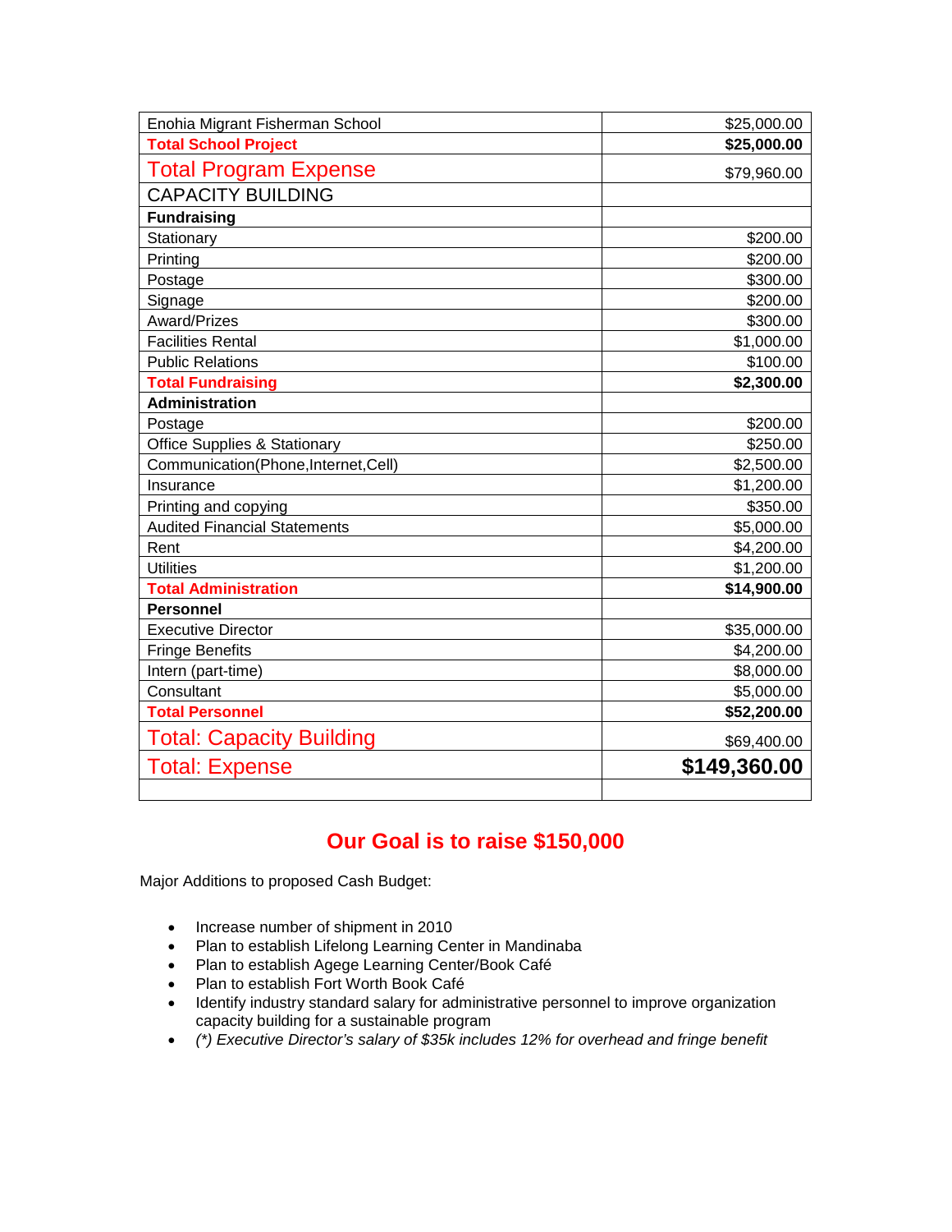| | |
|---|---|
| Enohia Migrant Fisherman School | $25,000.00 |
| **Total School Project** | **$25,000.00** |
| Total Program Expense | $79,960.00 |
| CAPACITY BUILDING | |
| **Fundraising** | |
| Stationary | $200.00 |
| Printing | $200.00 |
| Postage | $300.00 |
| Signage | $200.00 |
| Award/Prizes | $300.00 |
| Facilities Rental | $1,000.00 |
| Public Relations | $100.00 |
| **Total Fundraising** | **$2,300.00** |
| **Administration** | |
| Postage | $200.00 |
| Office Supplies & Stationary | $250.00 |
| Communication(Phone,Internet,Cell) | $2,500.00 |
| Insurance | $1,200.00 |
| Printing and copying | $350.00 |
| Audited Financial Statements | $5,000.00 |
| Rent | $4,200.00 |
| Utilities | $1,200.00 |
| **Total Administration** | **$14,900.00** |
| **Personnel** | |
| Executive Director | $35,000.00 |
| Fringe Benefits | $4,200.00 |
| Intern (part-time) | $8,000.00 |
| Consultant | $5,000.00 |
| **Total Personnel** | **$52,200.00** |
| Total: Capacity Building | $69,400.00 |
| Total: Expense | **$149,360.00** |
| | |

## Our Goal is to raise $150,000

Major Additions to proposed Cash Budget:

- Increase number of shipment in 2010
- Plan to establish Lifelong Learning Center in Mandinaba
- Plan to establish Agege Learning Center/Book Café
- Plan to establish Fort Worth Book Café
- Identify industry standard salary for administrative personnel to improve organization capacity building for a sustainable program
- *(\*) Executive Director's salary of $35k includes 12% for overhead and fringe benefit*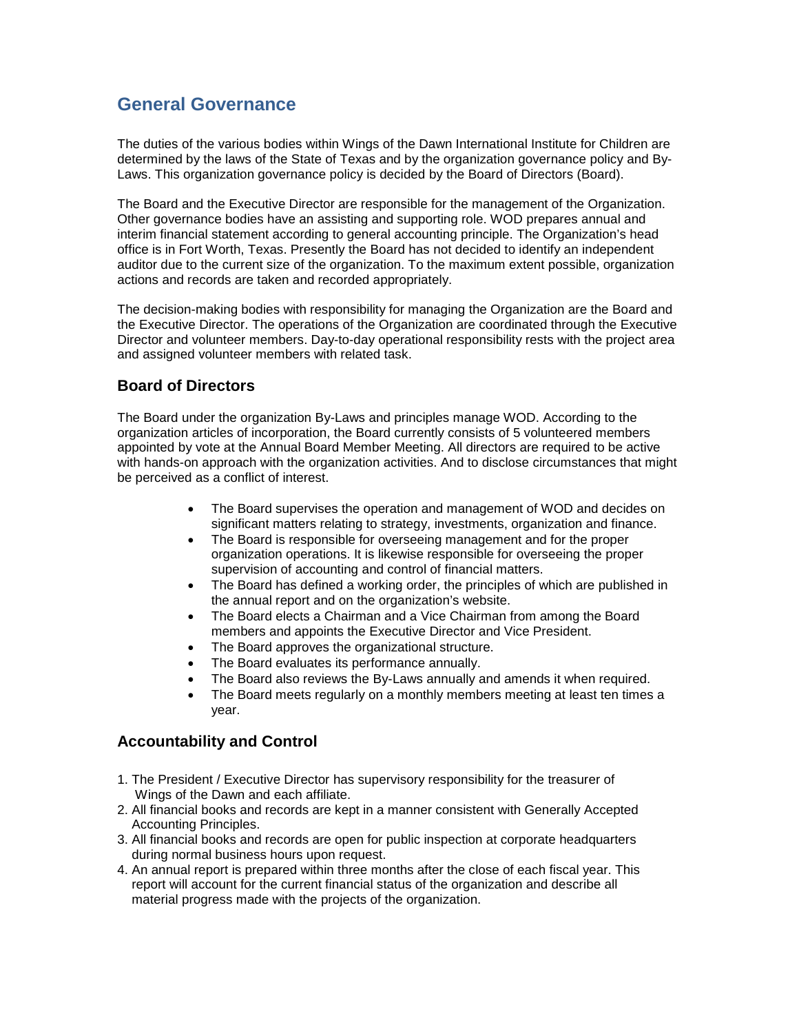# General Governance

The duties of the various bodies within Wings of the Dawn International Institute for Children are determined by the laws of the State of Texas and by the organization governance policy and By-Laws. This organization governance policy is decided by the Board of Directors (Board).

The Board and the Executive Director are responsible for the management of the Organization. Other governance bodies have an assisting and supporting role. WOD prepares annual and interim financial statement according to general accounting principle. The Organization's head office is in Fort Worth, Texas. Presently the Board has not decided to identify an independent auditor due to the current size of the organization. To the maximum extent possible, organization actions and records are taken and recorded appropriately.

The decision-making bodies with responsibility for managing the Organization are the Board and the Executive Director. The operations of the Organization are coordinated through the Executive Director and volunteer members. Day-to-day operational responsibility rests with the project area and assigned volunteer members with related task.

## Board of Directors

The Board under the organization By-Laws and principles manage WOD. According to the organization articles of incorporation, the Board currently consists of 5 volunteered members appointed by vote at the Annual Board Member Meeting. All directors are required to be active with hands-on approach with the organization activities. And to disclose circumstances that might be perceived as a conflict of interest.

- The Board supervises the operation and management of WOD and decides on significant matters relating to strategy, investments, organization and finance.
- The Board is responsible for overseeing management and for the proper organization operations. It is likewise responsible for overseeing the proper supervision of accounting and control of financial matters.
- The Board has defined a working order, the principles of which are published in the annual report and on the organization's website.
- The Board elects a Chairman and a Vice Chairman from among the Board members and appoints the Executive Director and Vice President.
- The Board approves the organizational structure.
- The Board evaluates its performance annually.
- The Board also reviews the By-Laws annually and amends it when required.
- The Board meets regularly on a monthly members meeting at least ten times a year.

## Accountability and Control

1. The President / Executive Director has supervisory responsibility for the treasurer of Wings of the Dawn and each affiliate.
2. All financial books and records are kept in a manner consistent with Generally Accepted Accounting Principles.
3. All financial books and records are open for public inspection at corporate headquarters during normal business hours upon request.
4. An annual report is prepared within three months after the close of each fiscal year. This report will account for the current financial status of the organization and describe all material progress made with the projects of the organization.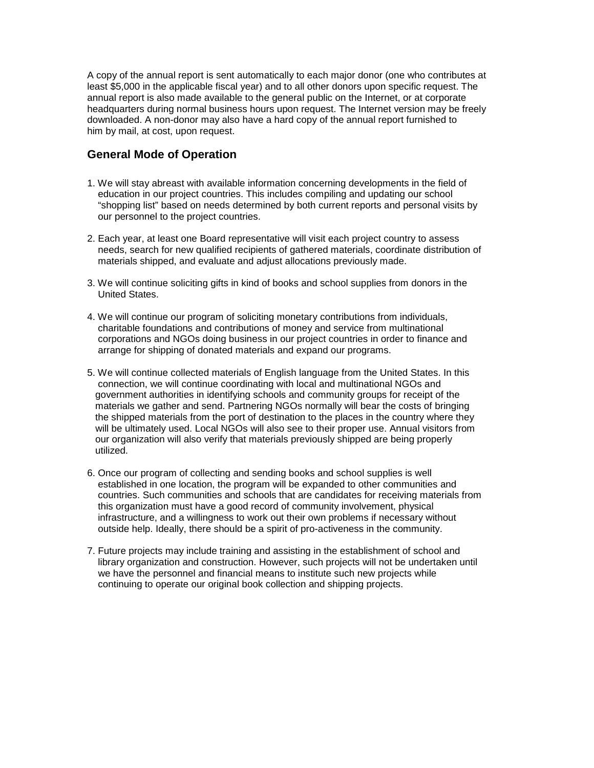A copy of the annual report is sent automatically to each major donor (one who contributes at least $5,000 in the applicable fiscal year) and to all other donors upon specific request. The annual report is also made available to the general public on the Internet, or at corporate headquarters during normal business hours upon request. The Internet version may be freely downloaded. A non-donor may also have a hard copy of the annual report furnished to him by mail, at cost, upon request.

## General Mode of Operation

1. We will stay abreast with available information concerning developments in the field of education in our project countries. This includes compiling and updating our school "shopping list" based on needs determined by both current reports and personal visits by our personnel to the project countries.

2. Each year, at least one Board representative will visit each project country to assess needs, search for new qualified recipients of gathered materials, coordinate distribution of materials shipped, and evaluate and adjust allocations previously made.

3. We will continue soliciting gifts in kind of books and school supplies from donors in the United States.

4. We will continue our program of soliciting monetary contributions from individuals, charitable foundations and contributions of money and service from multinational corporations and NGOs doing business in our project countries in order to finance and arrange for shipping of donated materials and expand our programs.

5. We will continue collected materials of English language from the United States. In this connection, we will continue coordinating with local and multinational NGOs and government authorities in identifying schools and community groups for receipt of the materials we gather and send. Partnering NGOs normally will bear the costs of bringing the shipped materials from the port of destination to the places in the country where they will be ultimately used. Local NGOs will also see to their proper use. Annual visitors from our organization will also verify that materials previously shipped are being properly utilized.

6. Once our program of collecting and sending books and school supplies is well established in one location, the program will be expanded to other communities and countries. Such communities and schools that are candidates for receiving materials from this organization must have a good record of community involvement, physical infrastructure, and a willingness to work out their own problems if necessary without outside help. Ideally, there should be a spirit of pro-activeness in the community.

7. Future projects may include training and assisting in the establishment of school and library organization and construction. However, such projects will not be undertaken until we have the personnel and financial means to institute such new projects while continuing to operate our original book collection and shipping projects.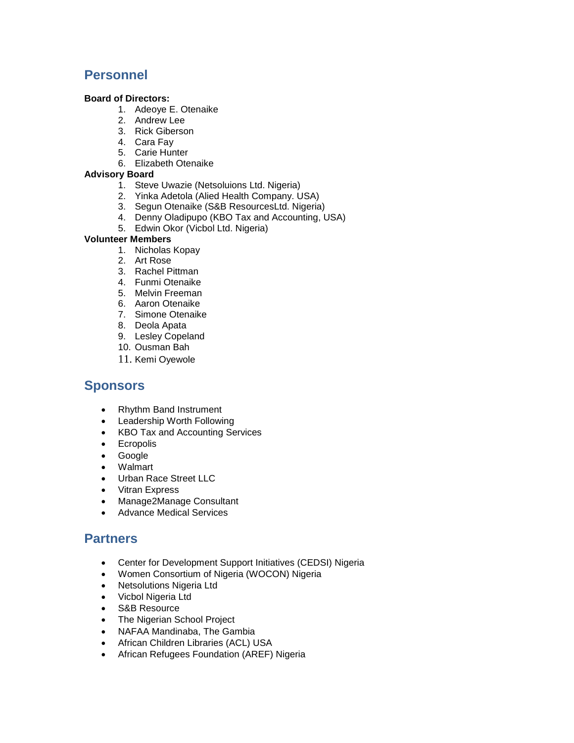## Personnel

**Board of Directors:**

1. Adeoye E. Otenaike
2. Andrew Lee
3. Rick Giberson
4. Cara Fay
5. Carie Hunter
6. Elizabeth Otenaike

**Advisory Board**

1. Steve Uwazie (Netsoluions Ltd. Nigeria)
2. Yinka Adetola (Alied Health Company. USA)
3. Segun Otenaike (S&B ResourcesLtd. Nigeria)
4. Denny Oladipupo (KBO Tax and Accounting, USA)
5. Edwin Okor (Vicbol Ltd. Nigeria)

**Volunteer Members**

1. Nicholas Kopay
2. Art Rose
3. Rachel Pittman
4. Funmi Otenaike
5. Melvin Freeman
6. Aaron Otenaike
7. Simone Otenaike
8. Deola Apata
9. Lesley Copeland
10. Ousman Bah
11. Kemi Oyewole

## Sponsors

- Rhythm Band Instrument
- Leadership Worth Following
- KBO Tax and Accounting Services
- Ecropolis
- Google
- Walmart
- Urban Race Street LLC
- Vitran Express
- Manage2Manage Consultant
- Advance Medical Services

## Partners

- Center for Development Support Initiatives (CEDSI) Nigeria
- Women Consortium of Nigeria (WOCON) Nigeria
- Netsolutions Nigeria Ltd
- Vicbol Nigeria Ltd
- S&B Resource
- The Nigerian School Project
- NAFAA Mandinaba, The Gambia
- African Children Libraries (ACL) USA
- African Refugees Foundation (AREF) Nigeria